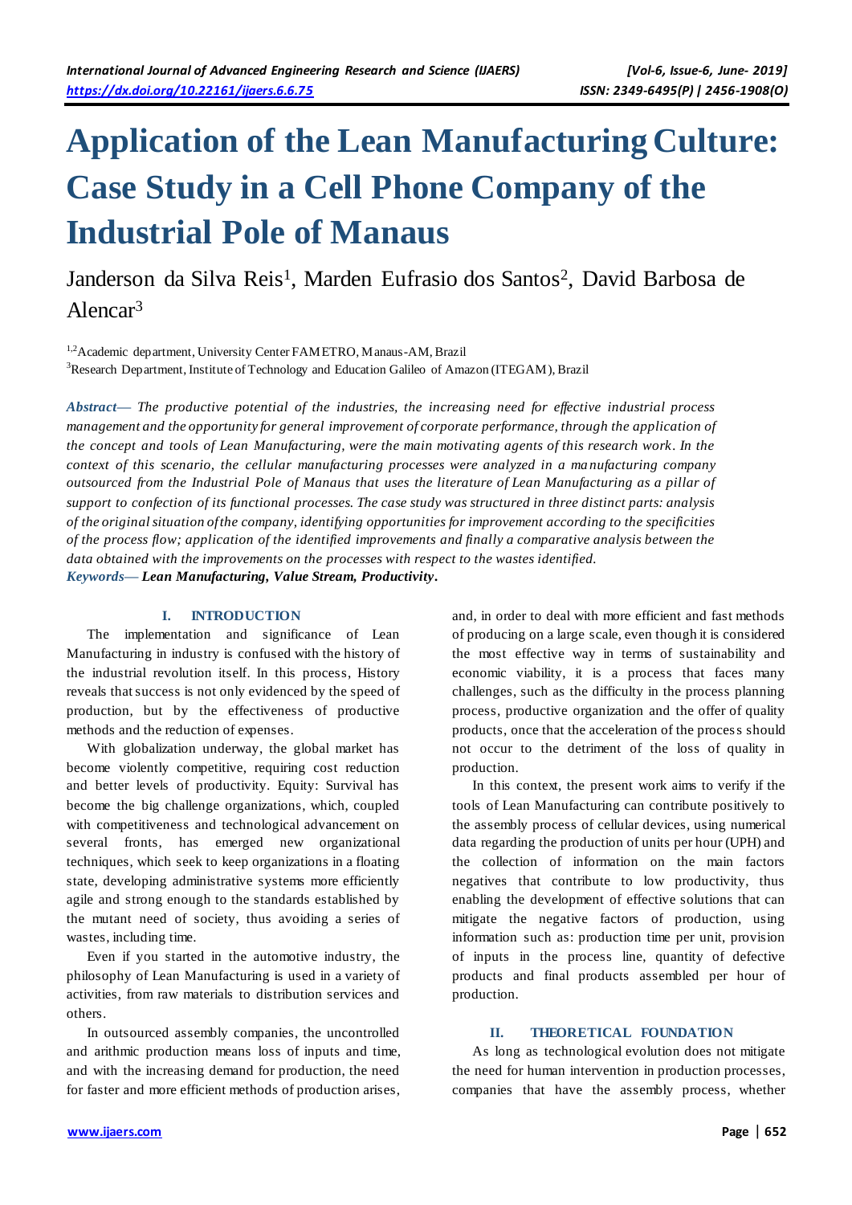# Application of the Lean Manufacturing Culture: Case Study in a Cell Phone Company of the Industrial Pole of Manaus

Janderson da Silva Reis[1], Marden Eufrasio dos Santos[2], David Barbosa de Alencar[3]

[1,2]Academic department, University Center FAMETRO, Manaus-AM, Brazil
[3]Research Department, Institute of Technology and Education Galileo of Amazon (ITEGAM), Brazil

***Abstract—*** *The productive potential of the industries, the increasing need for effective industrial process management and the opportunity for general improvement of corporate performance, through the application of the concept and tools of Lean Manufacturing, were the main motivating agents of this research work. In the context of this scenario, the cellular manufacturing processes were analyzed in a manufacturing company outsourced from the Industrial Pole of Manaus that uses the literature of Lean Manufacturing as a pillar of support to confection of its functional processes. The case study was structured in three distinct parts: analysis of the original situation of the company, identifying opportunities for improvement according to the specificities of the process flow; application of the identified improvements and finally a comparative analysis between the data obtained with the improvements on the processes with respect to the wastes identified.*

***Keywords—*** ***Lean Manufacturing, Value Stream, Productivity.***

## I. INTRODUCTION

The implementation and significance of Lean Manufacturing in industry is confused with the history of the industrial revolution itself. In this process, History reveals that success is not only evidenced by the speed of production, but by the effectiveness of productive methods and the reduction of expenses.

With globalization underway, the global market has become violently competitive, requiring cost reduction and better levels of productivity. Equity: Survival has become the big challenge organizations, which, coupled with competitiveness and technological advancement on several fronts, has emerged new organizational techniques, which seek to keep organizations in a floating state, developing administrative systems more efficiently agile and strong enough to the standards established by the mutant need of society, thus avoiding a series of wastes, including time.

Even if you started in the automotive industry, the philosophy of Lean Manufacturing is used in a variety of activities, from raw materials to distribution services and others.

In outsourced assembly companies, the uncontrolled and arithmic production means loss of inputs and time, and with the increasing demand for production, the need for faster and more efficient methods of production arises, and, in order to deal with more efficient and fast methods of producing on a large scale, even though it is considered the most effective way in terms of sustainability and economic viability, it is a process that faces many challenges, such as the difficulty in the process planning process, productive organization and the offer of quality products, once that the acceleration of the process should not occur to the detriment of the loss of quality in production.

In this context, the present work aims to verify if the tools of Lean Manufacturing can contribute positively to the assembly process of cellular devices, using numerical data regarding the production of units per hour (UPH) and the collection of information on the main factors negatives that contribute to low productivity, thus enabling the development of effective solutions that can mitigate the negative factors of production, using information such as: production time per unit, provision of inputs in the process line, quantity of defective products and final products assembled per hour of production.

## II. THEORETICAL FOUNDATION

As long as technological evolution does not mitigate the need for human intervention in production processes, companies that have the assembly process, whether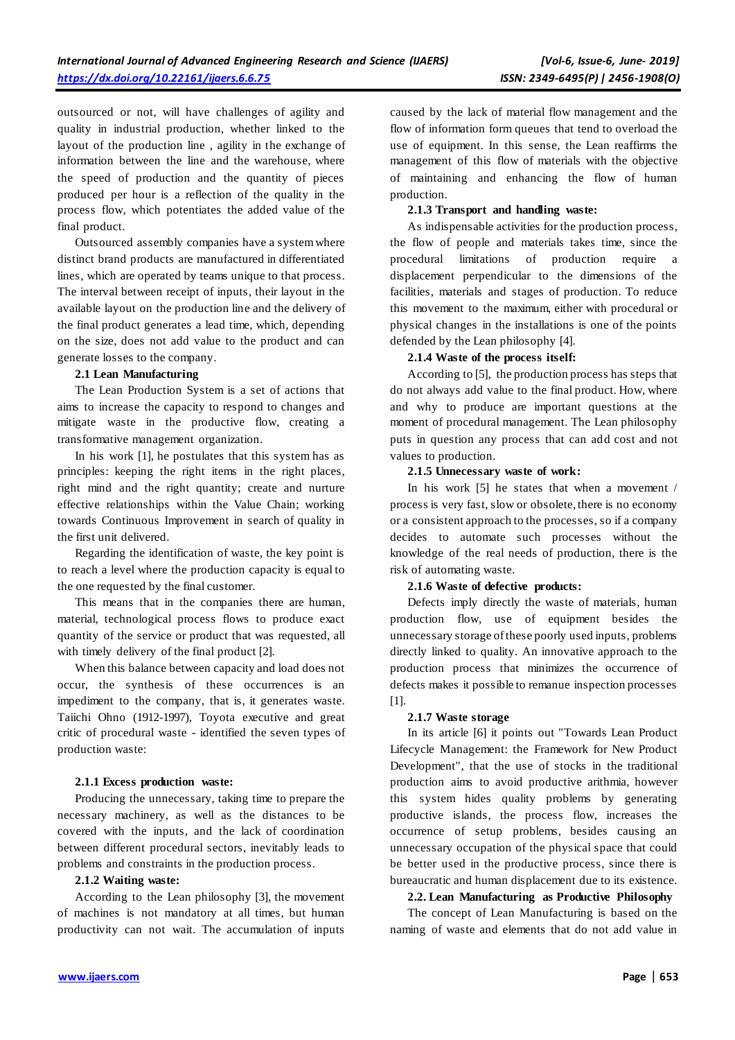outsourced or not, will have challenges of agility and quality in industrial production, whether linked to the layout of the production line , agility in the exchange of information between the line and the warehouse, where the speed of production and the quantity of pieces produced per hour is a reflection of the quality in the process flow, which potentiates the added value of the final product.

Outsourced assembly companies have a system where distinct brand products are manufactured in differentiated lines, which are operated by teams unique to that process. The interval between receipt of inputs, their layout in the available layout on the production line and the delivery of the final product generates a lead time, which, depending on the size, does not add value to the product and can generate losses to the company.

### 2.1 Lean Manufacturing

The Lean Production System is a set of actions that aims to increase the capacity to respond to changes and mitigate waste in the productive flow, creating a transformative management organization.

In his work [1], he postulates that this system has as principles: keeping the right items in the right places, right mind and the right quantity; create and nurture effective relationships within the Value Chain; working towards Continuous Improvement in search of quality in the first unit delivered.

Regarding the identification of waste, the key point is to reach a level where the production capacity is equal to the one requested by the final customer.

This means that in the companies there are human, material, technological process flows to produce exact quantity of the service or product that was requested, all with timely delivery of the final product [2].

When this balance between capacity and load does not occur, the synthesis of these occurrences is an impediment to the company, that is, it generates waste. Taiichi Ohno (1912-1997), Toyota executive and great critic of procedural waste - identified the seven types of production waste:

#### 2.1.1 Excess production waste:

Producing the unnecessary, taking time to prepare the necessary machinery, as well as the distances to be covered with the inputs, and the lack of coordination between different procedural sectors, inevitably leads to problems and constraints in the production process.

#### 2.1.2 Waiting waste:

According to the Lean philosophy [3], the movement of machines is not mandatory at all times, but human productivity can not wait. The accumulation of inputs caused by the lack of material flow management and the flow of information form queues that tend to overload the use of equipment. In this sense, the Lean reaffirms the management of this flow of materials with the objective of maintaining and enhancing the flow of human production.

#### 2.1.3 Transport and handling waste:

As indispensable activities for the production process, the flow of people and materials takes time, since the procedural limitations of production require a displacement perpendicular to the dimensions of the facilities, materials and stages of production. To reduce this movement to the maximum, either with procedural or physical changes in the installations is one of the points defended by the Lean philosophy [4].

#### 2.1.4 Waste of the process itself:

According to [5], the production process has steps that do not always add value to the final product. How, where and why to produce are important questions at the moment of procedural management. The Lean philosophy puts in question any process that can add cost and not values to production.

#### 2.1.5 Unnecessary waste of work:

In his work [5] he states that when a movement / process is very fast, slow or obsolete, there is no economy or a consistent approach to the processes, so if a company decides to automate such processes without the knowledge of the real needs of production, there is the risk of automating waste.

#### 2.1.6 Waste of defective products:

Defects imply directly the waste of materials, human production flow, use of equipment besides the unnecessary storage of these poorly used inputs, problems directly linked to quality. An innovative approach to the production process that minimizes the occurrence of defects makes it possible to remanue inspection processes [1].

#### 2.1.7 Waste storage

In its article [6] it points out "Towards Lean Product Lifecycle Management: the Framework for New Product Development", that the use of stocks in the traditional production aims to avoid productive arithmia, however this system hides quality problems by generating productive islands, the process flow, increases the occurrence of setup problems, besides causing an unnecessary occupation of the physical space that could be better used in the productive process, since there is bureaucratic and human displacement due to its existence.

### 2.2. Lean Manufacturing as Productive Philosophy

The concept of Lean Manufacturing is based on the naming of waste and elements that do not add value in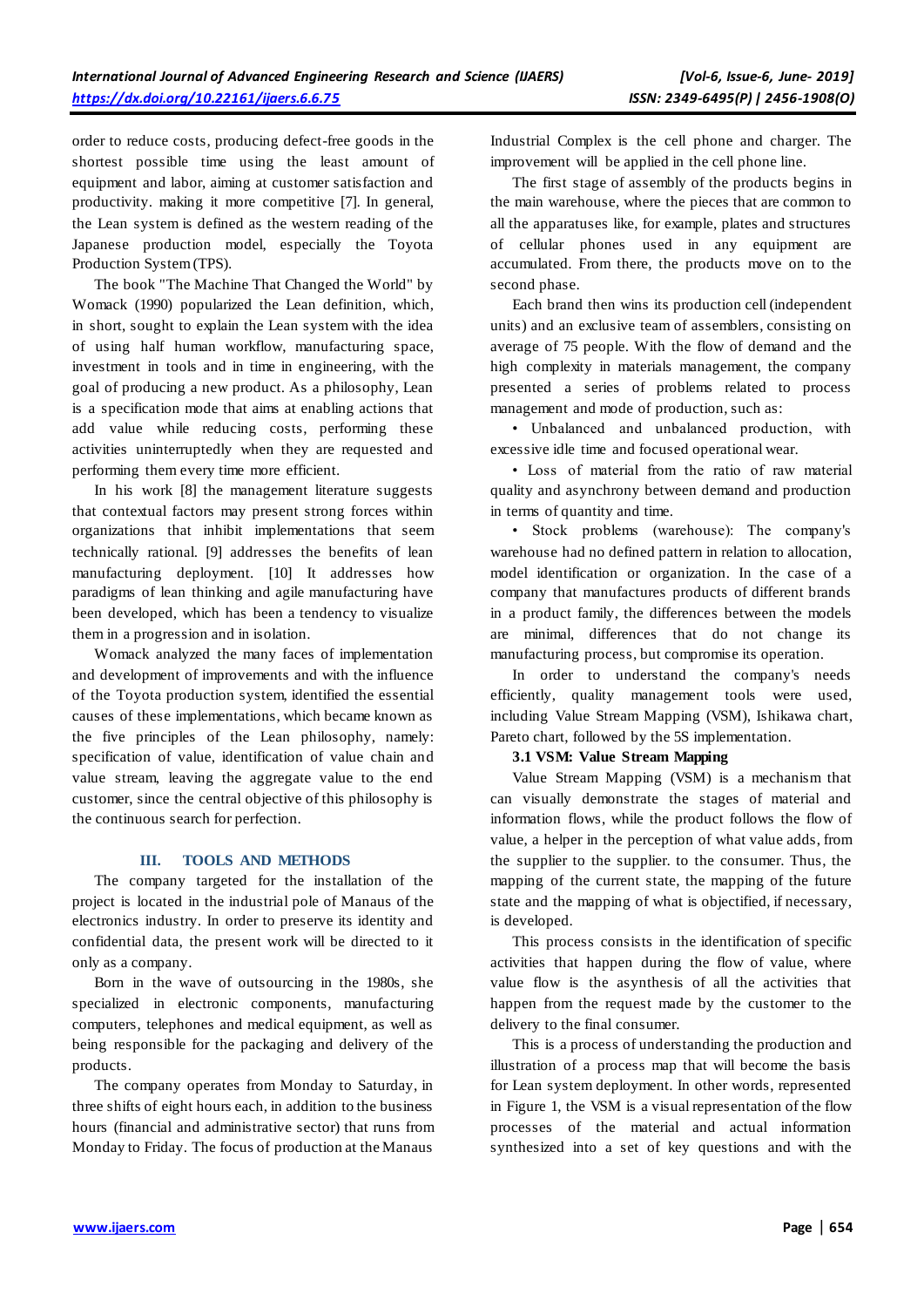order to reduce costs, producing defect-free goods in the shortest possible time using the least amount of equipment and labor, aiming at customer satisfaction and productivity. making it more competitive [7]. In general, the Lean system is defined as the western reading of the Japanese production model, especially the Toyota Production System (TPS).

The book "The Machine That Changed the World" by Womack (1990) popularized the Lean definition, which, in short, sought to explain the Lean system with the idea of using half human workflow, manufacturing space, investment in tools and in time in engineering, with the goal of producing a new product. As a philosophy, Lean is a specification mode that aims at enabling actions that add value while reducing costs, performing these activities uninterruptedly when they are requested and performing them every time more efficient.

In his work [8] the management literature suggests that contextual factors may present strong forces within organizations that inhibit implementations that seem technically rational. [9] addresses the benefits of lean manufacturing deployment. [10] It addresses how paradigms of lean thinking and agile manufacturing have been developed, which has been a tendency to visualize them in a progression and in isolation.

Womack analyzed the many faces of implementation and development of improvements and with the influence of the Toyota production system, identified the essential causes of these implementations, which became known as the five principles of the Lean philosophy, namely: specification of value, identification of value chain and value stream, leaving the aggregate value to the end customer, since the central objective of this philosophy is the continuous search for perfection.

## III. TOOLS AND METHODS

The company targeted for the installation of the project is located in the industrial pole of Manaus of the electronics industry. In order to preserve its identity and confidential data, the present work will be directed to it only as a company.

Born in the wave of outsourcing in the 1980s, she specialized in electronic components, manufacturing computers, telephones and medical equipment, as well as being responsible for the packaging and delivery of the products.

The company operates from Monday to Saturday, in three shifts of eight hours each, in addition to the business hours (financial and administrative sector) that runs from Monday to Friday. The focus of production at the Manaus Industrial Complex is the cell phone and charger. The improvement will be applied in the cell phone line.

The first stage of assembly of the products begins in the main warehouse, where the pieces that are common to all the apparatuses like, for example, plates and structures of cellular phones used in any equipment are accumulated. From there, the products move on to the second phase.

Each brand then wins its production cell (independent units) and an exclusive team of assemblers, consisting on average of 75 people. With the flow of demand and the high complexity in materials management, the company presented a series of problems related to process management and mode of production, such as:

- Unbalanced and unbalanced production, with excessive idle time and focused operational wear.
- Loss of material from the ratio of raw material quality and asynchrony between demand and production in terms of quantity and time.
- Stock problems (warehouse): The company's warehouse had no defined pattern in relation to allocation, model identification or organization. In the case of a company that manufactures products of different brands in a product family, the differences between the models are minimal, differences that do not change its manufacturing process, but compromise its operation.

In order to understand the company's needs efficiently, quality management tools were used, including Value Stream Mapping (VSM), Ishikawa chart, Pareto chart, followed by the 5S implementation.

### 3.1 VSM: Value Stream Mapping

Value Stream Mapping (VSM) is a mechanism that can visually demonstrate the stages of material and information flows, while the product follows the flow of value, a helper in the perception of what value adds, from the supplier to the supplier. to the consumer. Thus, the mapping of the current state, the mapping of the future state and the mapping of what is objectified, if necessary, is developed.

This process consists in the identification of specific activities that happen during the flow of value, where value flow is the asynthesis of all the activities that happen from the request made by the customer to the delivery to the final consumer.

This is a process of understanding the production and illustration of a process map that will become the basis for Lean system deployment. In other words, represented in Figure 1, the VSM is a visual representation of the flow processes of the material and actual information synthesized into a set of key questions and with the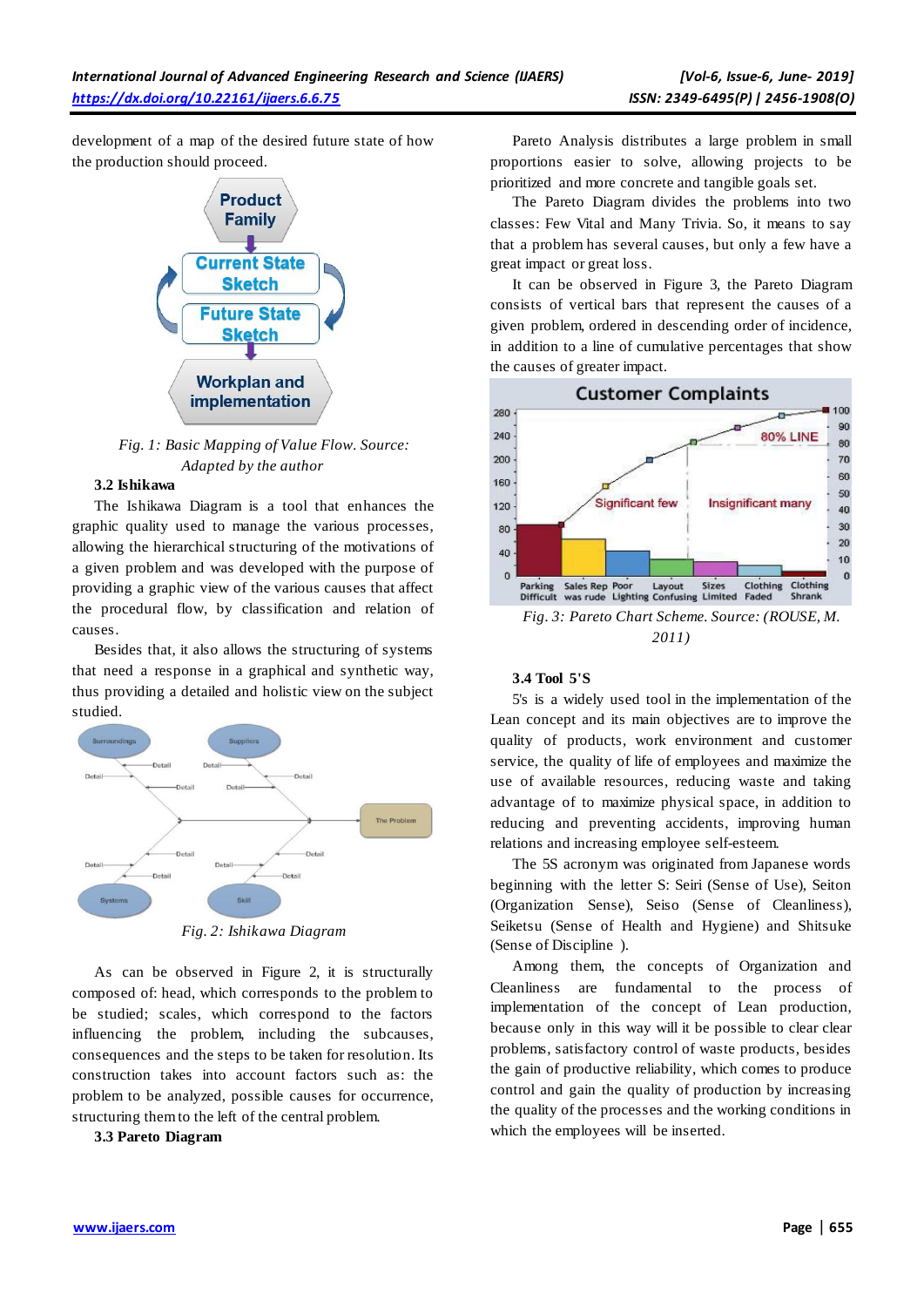development of a map of the desired future state of how the production should proceed.

*Fig. 1: Basic Mapping of Value Flow. Source: Adapted by the author*

### 3.2 Ishikawa

The Ishikawa Diagram is a tool that enhances the graphic quality used to manage the various processes, allowing the hierarchical structuring of the motivations of a given problem and was developed with the purpose of providing a graphic view of the various causes that affect the procedural flow, by classification and relation of causes.

Besides that, it also allows the structuring of systems that need a response in a graphical and synthetic way, thus providing a detailed and holistic view on the subject studied.

*Fig. 2: Ishikawa Diagram*

As can be observed in Figure 2, it is structurally composed of: head, which corresponds to the problem to be studied; scales, which correspond to the factors influencing the problem, including the subcauses, consequences and the steps to be taken for resolution. Its construction takes into account factors such as: the problem to be analyzed, possible causes for occurrence, structuring them to the left of the central problem.

### 3.3 Pareto Diagram

Pareto Analysis distributes a large problem in small proportions easier to solve, allowing projects to be prioritized and more concrete and tangible goals set.

The Pareto Diagram divides the problems into two classes: Few Vital and Many Trivia. So, it means to say that a problem has several causes, but only a few have a great impact or great loss.

It can be observed in Figure 3, the Pareto Diagram consists of vertical bars that represent the causes of a given problem, ordered in descending order of incidence, in addition to a line of cumulative percentages that show the causes of greater impact.

*Fig. 3: Pareto Chart Scheme. Source: (ROUSE, M. 2011)*

### 3.4 Tool 5'S

5's is a widely used tool in the implementation of the Lean concept and its main objectives are to improve the quality of products, work environment and customer service, the quality of life of employees and maximize the use of available resources, reducing waste and taking advantage of to maximize physical space, in addition to reducing and preventing accidents, improving human relations and increasing employee self-esteem.

The 5S acronym was originated from Japanese words beginning with the letter S: Seiri (Sense of Use), Seiton (Organization Sense), Seiso (Sense of Cleanliness), Seiketsu (Sense of Health and Hygiene) and Shitsuke (Sense of Discipline ).

Among them, the concepts of Organization and Cleanliness are fundamental to the process of implementation of the concept of Lean production, because only in this way will it be possible to clear clear problems, satisfactory control of waste products, besides the gain of productive reliability, which comes to produce control and gain the quality of production by increasing the quality of the processes and the working conditions in which the employees will be inserted.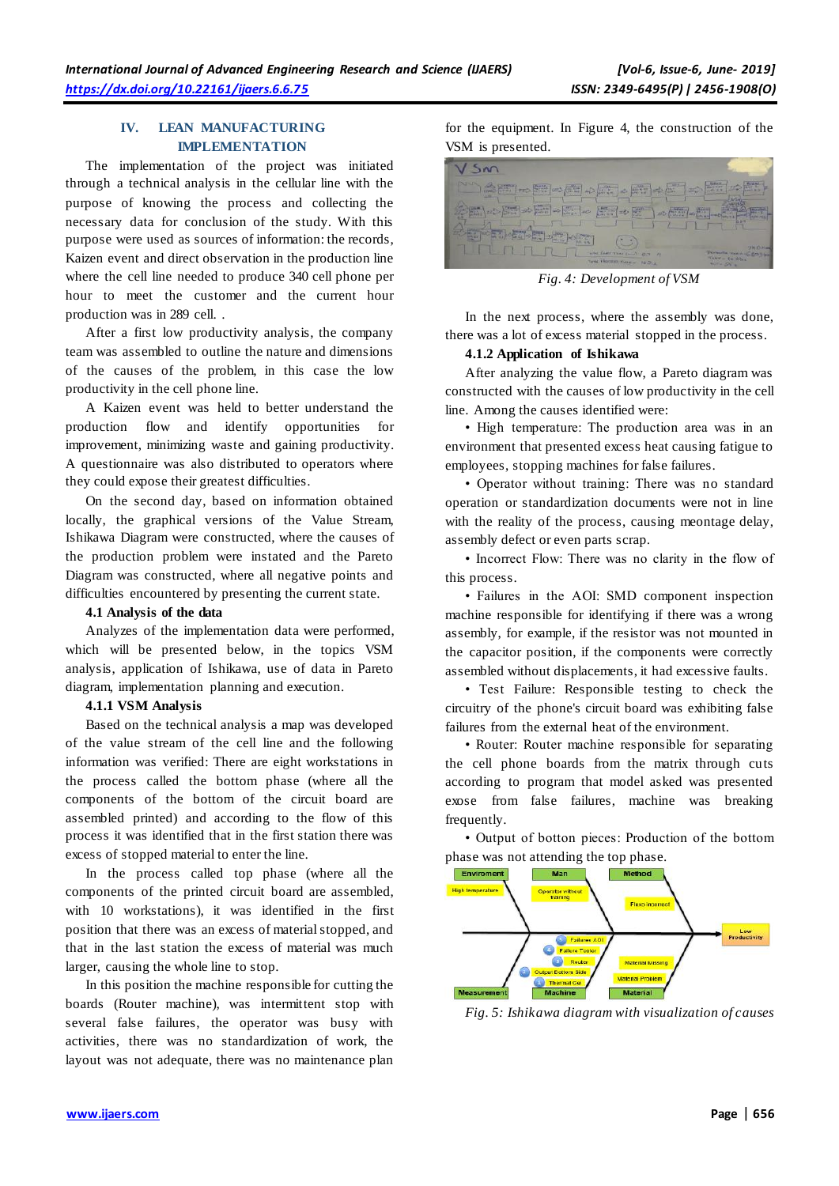## IV. LEAN MANUFACTURING IMPLEMENTATION

The implementation of the project was initiated through a technical analysis in the cellular line with the purpose of knowing the process and collecting the necessary data for conclusion of the study. With this purpose were used as sources of information: the records, Kaizen event and direct observation in the production line where the cell line needed to produce 340 cell phone per hour to meet the customer and the current hour production was in 289 cell. .

After a first low productivity analysis, the company team was assembled to outline the nature and dimensions of the causes of the problem, in this case the low productivity in the cell phone line.

A Kaizen event was held to better understand the production flow and identify opportunities for improvement, minimizing waste and gaining productivity. A questionnaire was also distributed to operators where they could expose their greatest difficulties.

On the second day, based on information obtained locally, the graphical versions of the Value Stream, Ishikawa Diagram were constructed, where the causes of the production problem were instated and the Pareto Diagram was constructed, where all negative points and difficulties encountered by presenting the current state.

### 4.1 Analysis of the data

Analyzes of the implementation data were performed, which will be presented below, in the topics VSM analysis, application of Ishikawa, use of data in Pareto diagram, implementation planning and execution.

#### 4.1.1 VSM Analysis

Based on the technical analysis a map was developed of the value stream of the cell line and the following information was verified: There are eight workstations in the process called the bottom phase (where all the components of the bottom of the circuit board are assembled printed) and according to the flow of this process it was identified that in the first station there was excess of stopped material to enter the line.

In the process called top phase (where all the components of the printed circuit board are assembled, with 10 workstations), it was identified in the first position that there was an excess of material stopped, and that in the last station the excess of material was much larger, causing the whole line to stop.

In this position the machine responsible for cutting the boards (Router machine), was intermittent stop with several false failures, the operator was busy with activities, there was no standardization of work, the layout was not adequate, there was no maintenance plan for the equipment. In Figure 4, the construction of the VSM is presented.

*Fig. 4: Development of VSM*

In the next process, where the assembly was done, there was a lot of excess material stopped in the process.

#### 4.1.2 Application of Ishikawa

After analyzing the value flow, a Pareto diagram was constructed with the causes of low productivity in the cell line. Among the causes identified were:

- High temperature: The production area was in an environment that presented excess heat causing fatigue to employees, stopping machines for false failures.
- Operator without training: There was no standard operation or standardization documents were not in line with the reality of the process, causing meontage delay, assembly defect or even parts scrap.
- Incorrect Flow: There was no clarity in the flow of this process.
- Failures in the AOI: SMD component inspection machine responsible for identifying if there was a wrong assembly, for example, if the resistor was not mounted in the capacitor position, if the components were correctly assembled without displacements, it had excessive faults.
- Test Failure: Responsible testing to check the circuitry of the phone's circuit board was exhibiting false failures from the external heat of the environment.
- Router: Router machine responsible for separating the cell phone boards from the matrix through cuts according to program that model asked was presented exose from false failures, machine was breaking frequently.
- Output of botton pieces: Production of the bottom phase was not attending the top phase.

*Fig. 5: Ishikawa diagram with visualization of causes*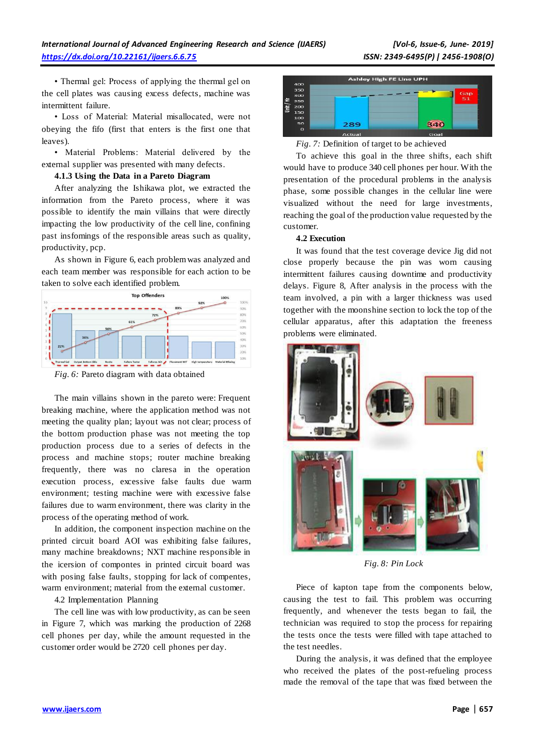• Thermal gel: Process of applying the thermal gel on the cell plates was causing excess defects, machine was intermittent failure.

• Loss of Material: Material misallocated, were not obeying the fifo (first that enters is the first one that leaves).

• Material Problems: Material delivered by the external supplier was presented with many defects.

### 4.1.3 Using the Data in a Pareto Diagram

After analyzing the Ishikawa plot, we extracted the information from the Pareto process, where it was possible to identify the main villains that were directly impacting the low productivity of the cell line, confining past insfomings of the responsible areas such as quality, productivity, pcp.

As shown in Figure 6, each problem was analyzed and each team member was responsible for each action to be taken to solve each identified problem.

*Fig. 6:* Pareto diagram with data obtained

The main villains shown in the pareto were: Frequent breaking machine, where the application method was not meeting the quality plan; layout was not clear; process of the bottom production phase was not meeting the top production process due to a series of defects in the process and machine stops; router machine breaking frequently, there was no claresa in the operation execution process, excessive false faults due warm environment; testing machine were with excessive false failures due to warm environment, there was clarity in the process of the operating method of work.

In addition, the component inspection machine on the printed circuit board AOI was exhibiting false failures, many machine breakdowns; NXT machine responsible in the icersion of compontes in printed circuit board was with posing false faults, stopping for lack of compentes, warm environment; material from the external customer.

4.2 Implementation Planning

The cell line was with low productivity, as can be seen in Figure 7, which was marking the production of 2268 cell phones per day, while the amount requested in the customer order would be 2720 cell phones per day.

*Fig. 7:* Definition of target to be achieved

To achieve this goal in the three shifts, each shift would have to produce 340 cell phones per hour. With the presentation of the procedural problems in the analysis phase, some possible changes in the cellular line were visualized without the need for large investments, reaching the goal of the production value requested by the customer.

### 4.2 Execution

It was found that the test coverage device Jig did not close properly because the pin was worn causing intermittent failures causing downtime and productivity delays. Figure 8, After analysis in the process with the team involved, a pin with a larger thickness was used together with the moonshine section to lock the top of the cellular apparatus, after this adaptation the freeness problems were eliminated.

*Fig. 8: Pin Lock*

Piece of kapton tape from the components below, causing the test to fail. This problem was occurring frequently, and whenever the tests began to fail, the technician was required to stop the process for repairing the tests once the tests were filled with tape attached to the test needles.

During the analysis, it was defined that the employee who received the plates of the post-refueling process made the removal of the tape that was fixed between the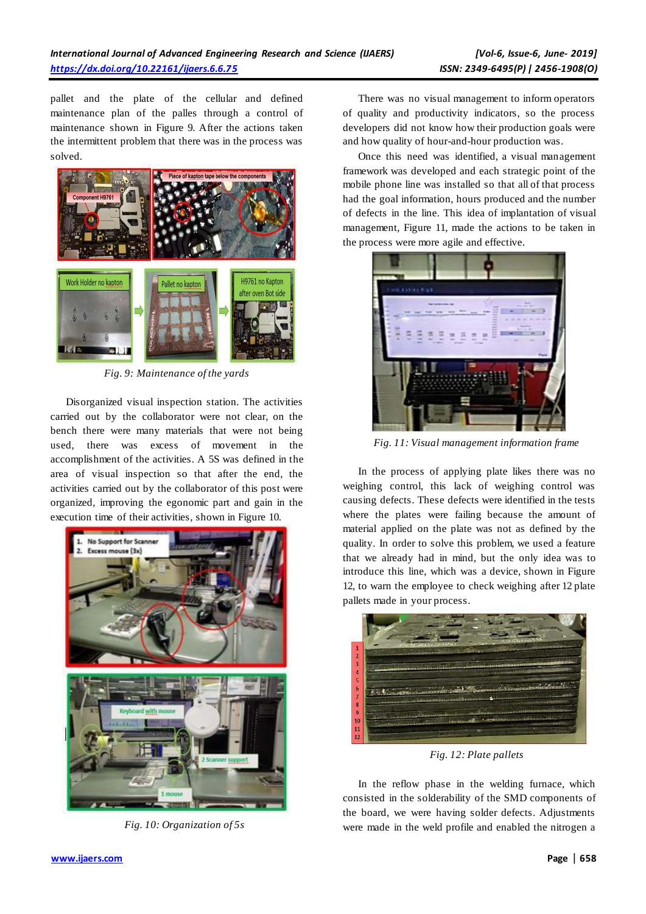pallet and the plate of the cellular and defined maintenance plan of the palles through a control of maintenance shown in Figure 9. After the actions taken the intermittent problem that there was in the process was solved.

*Fig. 9: Maintenance of the yards*

Disorganized visual inspection station. The activities carried out by the collaborator were not clear, on the bench there were many materials that were not being used, there was excess of movement in the accomplishment of the activities. A 5S was defined in the area of visual inspection so that after the end, the activities carried out by the collaborator of this post were organized, improving the egonomic part and gain in the execution time of their activities, shown in Figure 10.

*Fig. 10: Organization of 5s*

There was no visual management to inform operators of quality and productivity indicators, so the process developers did not know how their production goals were and how quality of hour-and-hour production was.

Once this need was identified, a visual management framework was developed and each strategic point of the mobile phone line was installed so that all of that process had the goal information, hours produced and the number of defects in the line. This idea of implantation of visual management, Figure 11, made the actions to be taken in the process were more agile and effective.

*Fig. 11: Visual management information frame*

In the process of applying plate likes there was no weighing control, this lack of weighing control was causing defects. These defects were identified in the tests where the plates were failing because the amount of material applied on the plate was not as defined by the quality. In order to solve this problem, we used a feature that we already had in mind, but the only idea was to introduce this line, which was a device, shown in Figure 12, to warn the employee to check weighing after 12 plate pallets made in your process.

*Fig. 12: Plate pallets*

In the reflow phase in the welding furnace, which consisted in the solderability of the SMD components of the board, we were having solder defects. Adjustments were made in the weld profile and enabled the nitrogen a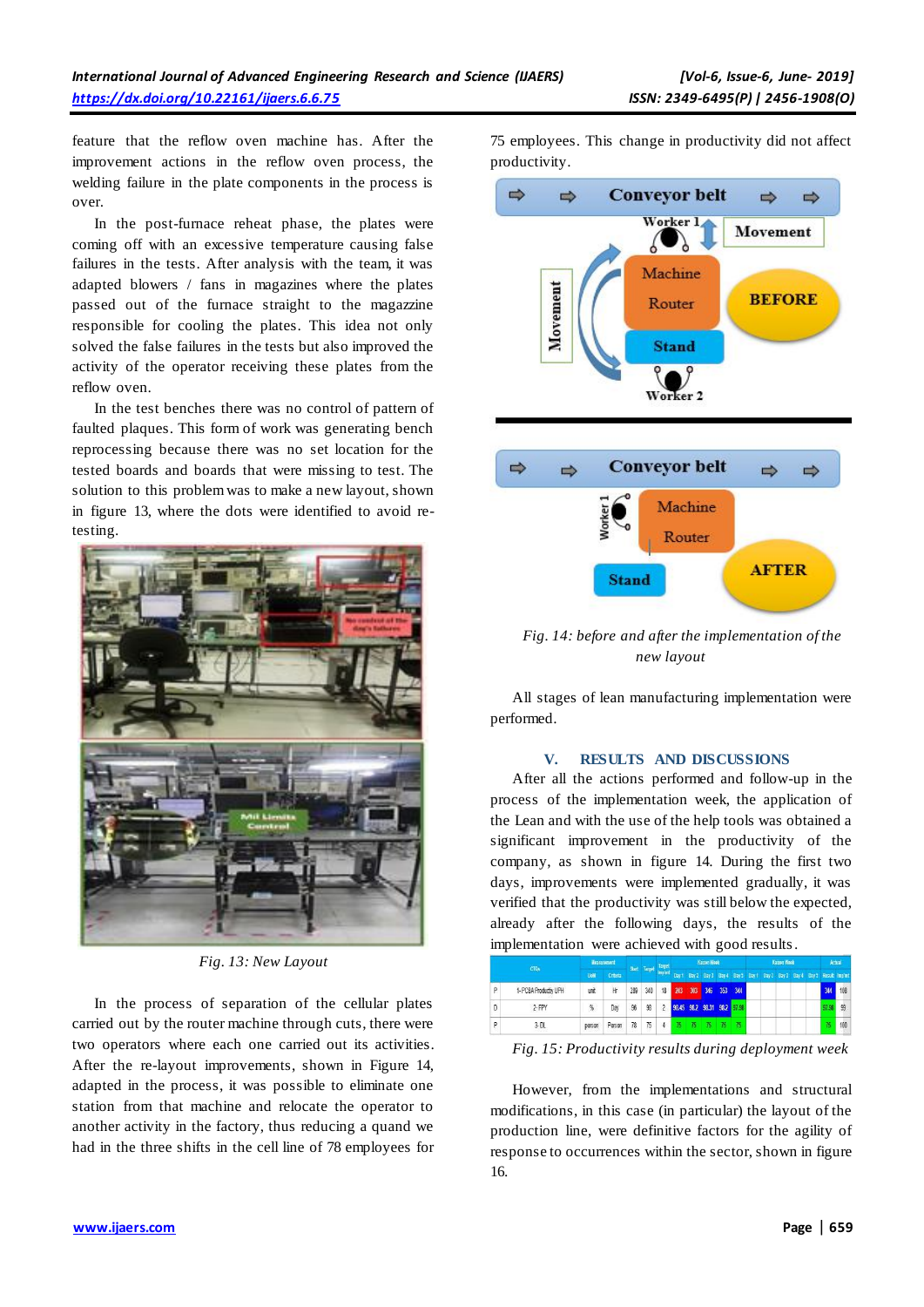feature that the reflow oven machine has. After the improvement actions in the reflow oven process, the welding failure in the plate components in the process is over.

In the post-furnace reheat phase, the plates were coming off with an excessive temperature causing false failures in the tests. After analysis with the team, it was adapted blowers / fans in magazines where the plates passed out of the furnace straight to the magazzine responsible for cooling the plates. This idea not only solved the false failures in the tests but also improved the activity of the operator receiving these plates from the reflow oven.

In the test benches there was no control of pattern of faulted plaques. This form of work was generating bench reprocessing because there was no set location for the tested boards and boards that were missing to test. The solution to this problem was to make a new layout, shown in figure 13, where the dots were identified to avoid re-testing.

Fig. 13: New Layout

In the process of separation of the cellular plates carried out by the router machine through cuts, there were two operators where each one carried out its activities. After the re-layout improvements, shown in Figure 14, adapted in the process, it was possible to eliminate one station from that machine and relocate the operator to another activity in the factory, thus reducing a quand we had in the three shifts in the cell line of 78 employees for 75 employees. This change in productivity did not affect productivity.

Fig. 14: before and after the implementation of the new layout

All stages of lean manufacturing implementation were performed.

## V. RESULTS AND DISCUSSIONS

After all the actions performed and follow-up in the process of the implementation week, the application of the Lean and with the use of the help tools was obtained a significant improvement in the productivity of the company, as shown in figure 14. During the first two days, improvements were implemented gradually, it was verified that the productivity was still below the expected, already after the following days, the results of the implementation were achieved with good results.

Fig. 15: Productivity results during deployment week

However, from the implementations and structural modifications, in this case (in particular) the layout of the production line, were definitive factors for the agility of response to occurrences within the sector, shown in figure 16.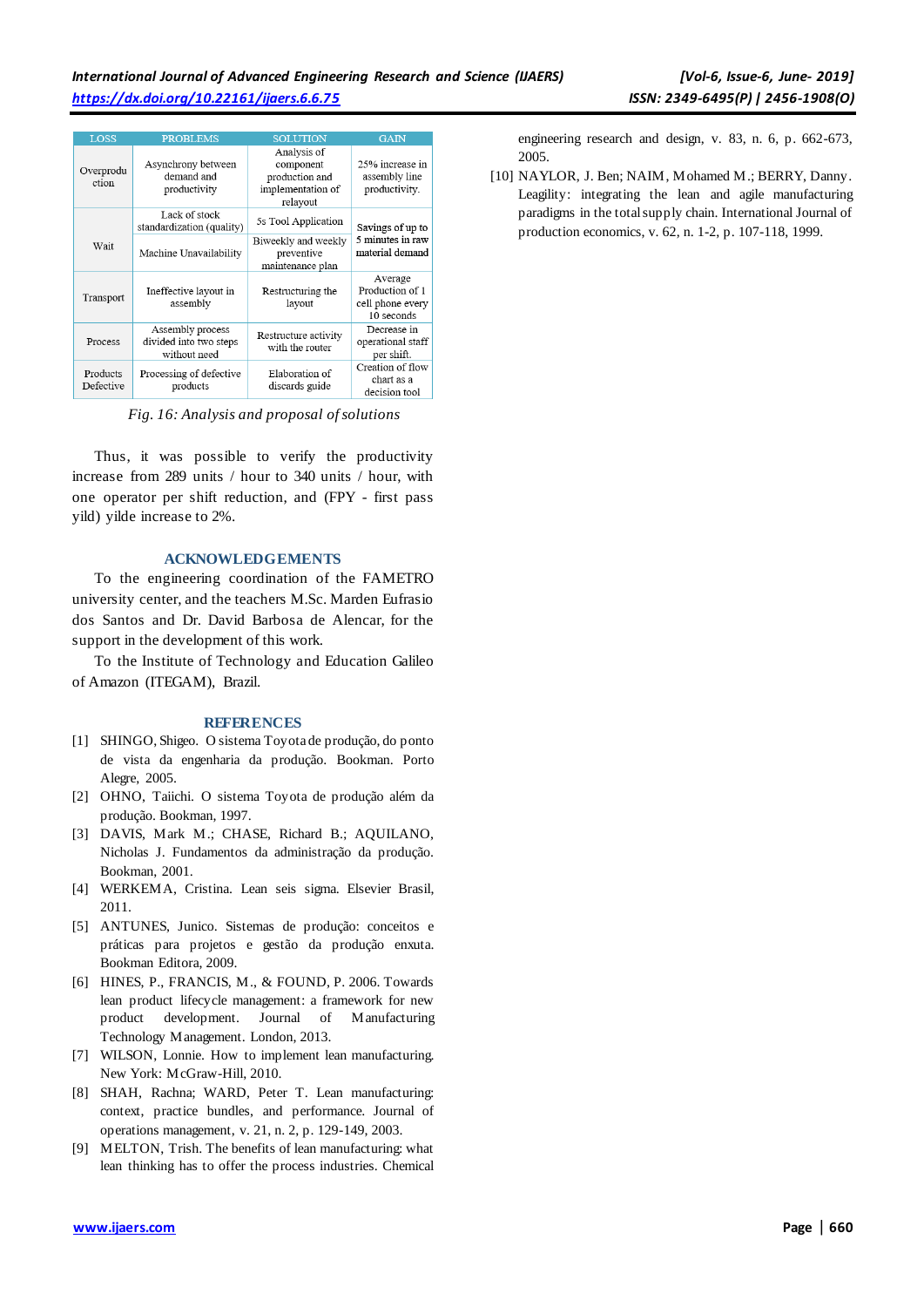| LOSS | PROBLEMS | SOLUTION | GAIN |
|---|---|---|---|
| Overproduction | Asynchrony between demand and productivity | Analysis of component production and implementation of relayout | 25% increase in assembly line productivity. |
| Wait | Lack of stock standardization (quality) | 5s Tool Application | Savings of up to 5 minutes in raw material demand |
| | Machine Unavailability | Biweekly and weekly preventive maintenance plan | |
| Transport | Ineffective layout in assembly | Restructuring the layout | Average Production of 1 cell phone every 10 seconds |
| Process | Assembly process divided into two steps without need | Restructure activity with the router | Decrease in operational staff per shift. |
| Products Defective | Processing of defective products | Elaboration of discards guide | Creation of flow chart as a decision tool |

*Fig. 16: Analysis and proposal of solutions*

Thus, it was possible to verify the productivity increase from 289 units / hour to 340 units / hour, with one operator per shift reduction, and (FPY - first pass yild) yilde increase to 2%.

## ACKNOWLEDGEMENTS

To the engineering coordination of the FAMETRO university center, and the teachers M.Sc. Marden Eufrasio dos Santos and Dr. David Barbosa de Alencar, for the support in the development of this work.

To the Institute of Technology and Education Galileo of Amazon (ITEGAM), Brazil.

## REFERENCES

[1] SHINGO, Shigeo. O sistema Toyota de produção, do ponto de vista da engenharia da produção. Bookman. Porto Alegre, 2005.

[2] OHNO, Taiichi. O sistema Toyota de produção além da produção. Bookman, 1997.

[3] DAVIS, Mark M.; CHASE, Richard B.; AQUILANO, Nicholas J. Fundamentos da administração da produção. Bookman, 2001.

[4] WERKEMA, Cristina. Lean seis sigma. Elsevier Brasil, 2011.

[5] ANTUNES, Junico. Sistemas de produção: conceitos e práticas para projetos e gestão da produção enxuta. Bookman Editora, 2009.

[6] HINES, P., FRANCIS, M., & FOUND, P. 2006. Towards lean product lifecycle management: a framework for new product development. Journal of Manufacturing Technology Management. London, 2013.

[7] WILSON, Lonnie. How to implement lean manufacturing. New York: McGraw-Hill, 2010.

[8] SHAH, Rachna; WARD, Peter T. Lean manufacturing: context, practice bundles, and performance. Journal of operations management, v. 21, n. 2, p. 129-149, 2003.

[9] MELTON, Trish. The benefits of lean manufacturing: what lean thinking has to offer the process industries. Chemical engineering research and design, v. 83, n. 6, p. 662-673, 2005.

[10] NAYLOR, J. Ben; NAIM, Mohamed M.; BERRY, Danny. Leagility: integrating the lean and agile manufacturing paradigms in the total supply chain. International Journal of production economics, v. 62, n. 1-2, p. 107-118, 1999.